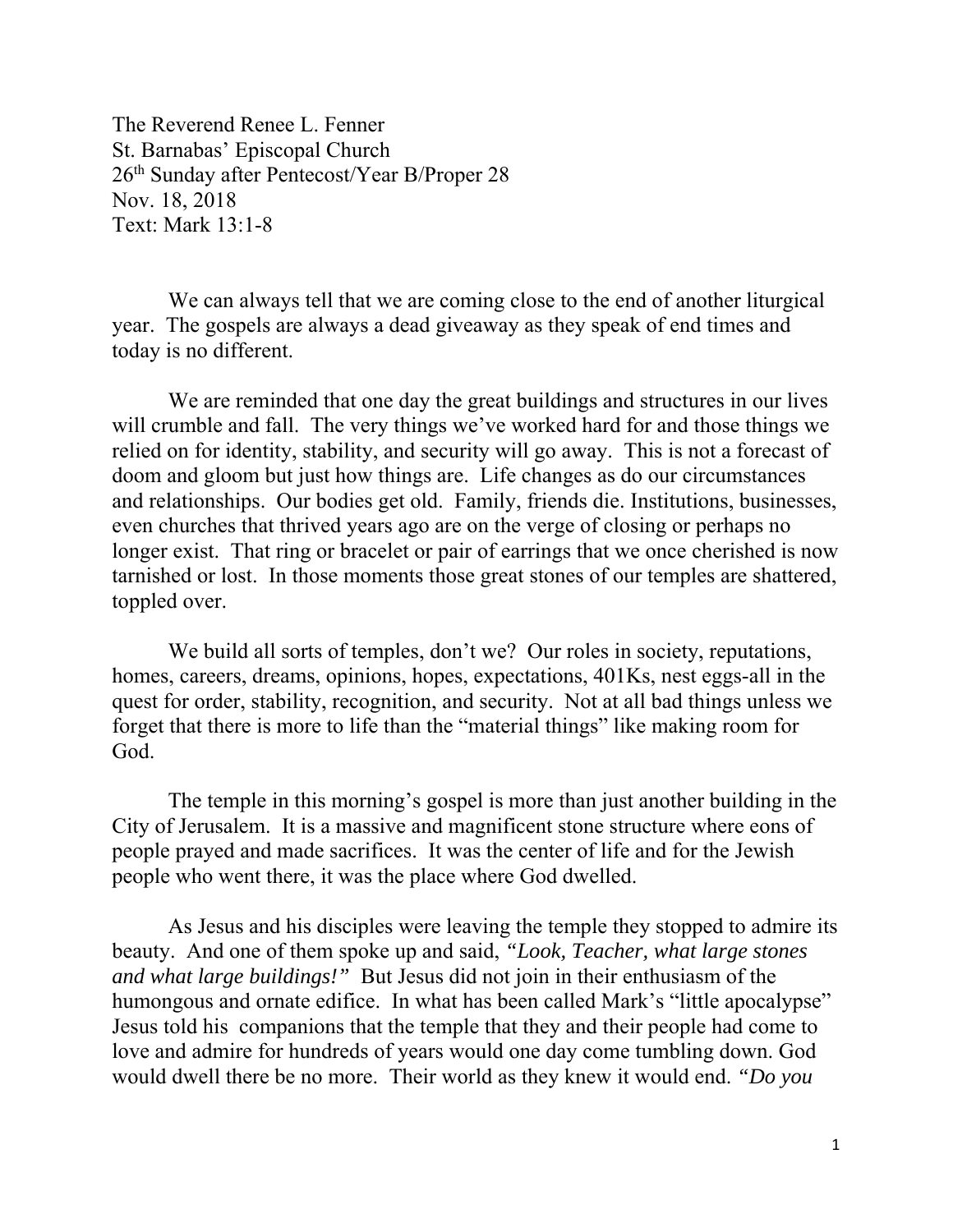The Reverend Renee L. Fenner
St. Barnabas' Episcopal Church
26th Sunday after Pentecost/Year B/Proper 28
Nov. 18, 2018
Text: Mark 13:1-8

We can always tell that we are coming close to the end of another liturgical year. The gospels are always a dead giveaway as they speak of end times and today is no different.

We are reminded that one day the great buildings and structures in our lives will crumble and fall. The very things we've worked hard for and those things we relied on for identity, stability, and security will go away. This is not a forecast of doom and gloom but just how things are. Life changes as do our circumstances and relationships. Our bodies get old. Family, friends die. Institutions, businesses, even churches that thrived years ago are on the verge of closing or perhaps no longer exist. That ring or bracelet or pair of earrings that we once cherished is now tarnished or lost. In those moments those great stones of our temples are shattered, toppled over.

We build all sorts of temples, don't we? Our roles in society, reputations, homes, careers, dreams, opinions, hopes, expectations, 401Ks, nest eggs-all in the quest for order, stability, recognition, and security. Not at all bad things unless we forget that there is more to life than the "material things" like making room for God.

The temple in this morning's gospel is more than just another building in the City of Jerusalem. It is a massive and magnificent stone structure where eons of people prayed and made sacrifices. It was the center of life and for the Jewish people who went there, it was the place where God dwelled.

As Jesus and his disciples were leaving the temple they stopped to admire its beauty. And one of them spoke up and said, *"Look, Teacher, what large stones and what large buildings!"* But Jesus did not join in their enthusiasm of the humongous and ornate edifice. In what has been called Mark's "little apocalypse" Jesus told his companions that the temple that they and their people had come to love and admire for hundreds of years would one day come tumbling down. God would dwell there be no more. Their world as they knew it would end. *"Do you*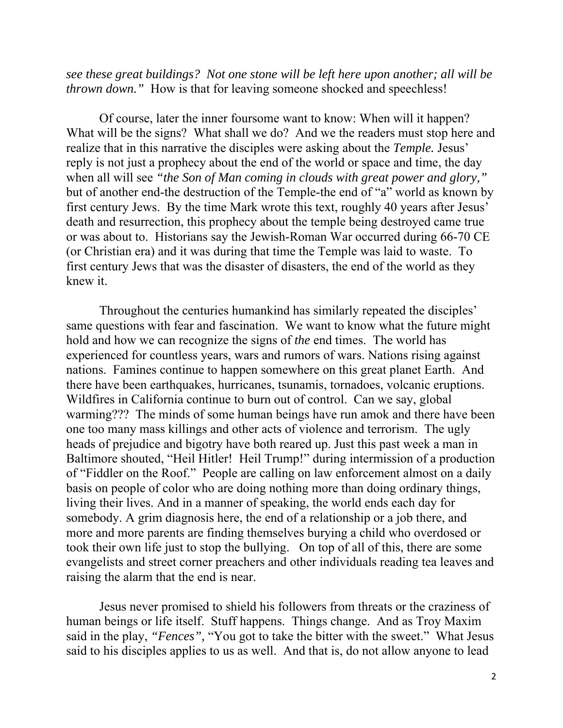*see these great buildings? Not one stone will be left here upon another; all will be thrown down."* How is that for leaving someone shocked and speechless!

Of course, later the inner foursome want to know: When will it happen? What will be the signs? What shall we do? And we the readers must stop here and realize that in this narrative the disciples were asking about the *Temple.* Jesus' reply is not just a prophecy about the end of the world or space and time, the day when all will see *"the Son of Man coming in clouds with great power and glory,"* but of another end-the destruction of the Temple-the end of "a" world as known by first century Jews. By the time Mark wrote this text, roughly 40 years after Jesus' death and resurrection, this prophecy about the temple being destroyed came true or was about to. Historians say the Jewish-Roman War occurred during 66-70 CE (or Christian era) and it was during that time the Temple was laid to waste. To first century Jews that was the disaster of disasters, the end of the world as they knew it.

Throughout the centuries humankind has similarly repeated the disciples' same questions with fear and fascination. We want to know what the future might hold and how we can recognize the signs of *the* end times. The world has experienced for countless years, wars and rumors of wars. Nations rising against nations. Famines continue to happen somewhere on this great planet Earth. And there have been earthquakes, hurricanes, tsunamis, tornadoes, volcanic eruptions. Wildfires in California continue to burn out of control. Can we say, global warming??? The minds of some human beings have run amok and there have been one too many mass killings and other acts of violence and terrorism. The ugly heads of prejudice and bigotry have both reared up. Just this past week a man in Baltimore shouted, "Heil Hitler! Heil Trump!" during intermission of a production of "Fiddler on the Roof." People are calling on law enforcement almost on a daily basis on people of color who are doing nothing more than doing ordinary things, living their lives. And in a manner of speaking, the world ends each day for somebody. A grim diagnosis here, the end of a relationship or a job there, and more and more parents are finding themselves burying a child who overdosed or took their own life just to stop the bullying. On top of all of this, there are some evangelists and street corner preachers and other individuals reading tea leaves and raising the alarm that the end is near.

Jesus never promised to shield his followers from threats or the craziness of human beings or life itself. Stuff happens. Things change. And as Troy Maxim said in the play, *"Fences",* "You got to take the bitter with the sweet." What Jesus said to his disciples applies to us as well. And that is, do not allow anyone to lead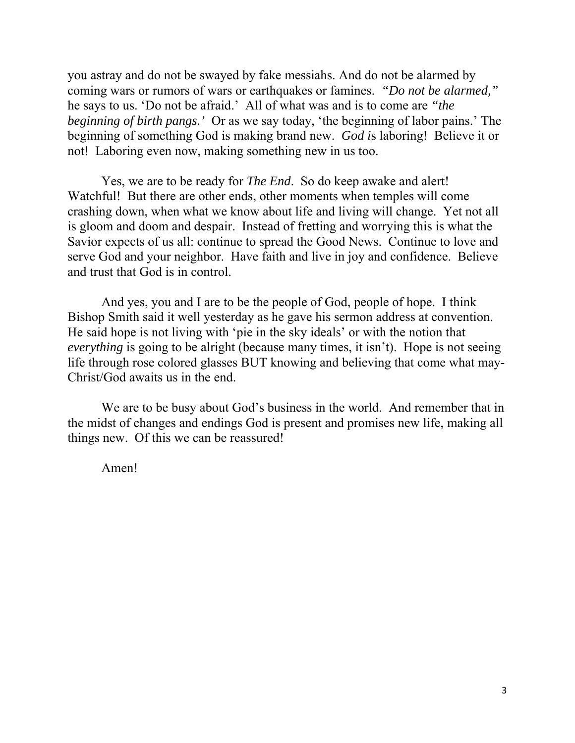you astray and do not be swayed by fake messiahs. And do not be alarmed by coming wars or rumors of wars or earthquakes or famines. *"Do not be alarmed,"* he says to us. 'Do not be afraid.' All of what was and is to come are *"the beginning of birth pangs.'* Or as we say today, 'the beginning of labor pains.' The beginning of something God is making brand new. *God i*s laboring! Believe it or not! Laboring even now, making something new in us too.

Yes, we are to be ready for *The End*. So do keep awake and alert! Watchful! But there are other ends, other moments when temples will come crashing down, when what we know about life and living will change. Yet not all is gloom and doom and despair. Instead of fretting and worrying this is what the Savior expects of us all: continue to spread the Good News. Continue to love and serve God and your neighbor. Have faith and live in joy and confidence. Believe and trust that God is in control.

And yes, you and I are to be the people of God, people of hope. I think Bishop Smith said it well yesterday as he gave his sermon address at convention. He said hope is not living with 'pie in the sky ideals' or with the notion that *everything* is going to be alright (because many times, it isn't). Hope is not seeing life through rose colored glasses BUT knowing and believing that come what may-Christ/God awaits us in the end.

We are to be busy about God's business in the world. And remember that in the midst of changes and endings God is present and promises new life, making all things new. Of this we can be reassured!

Amen!